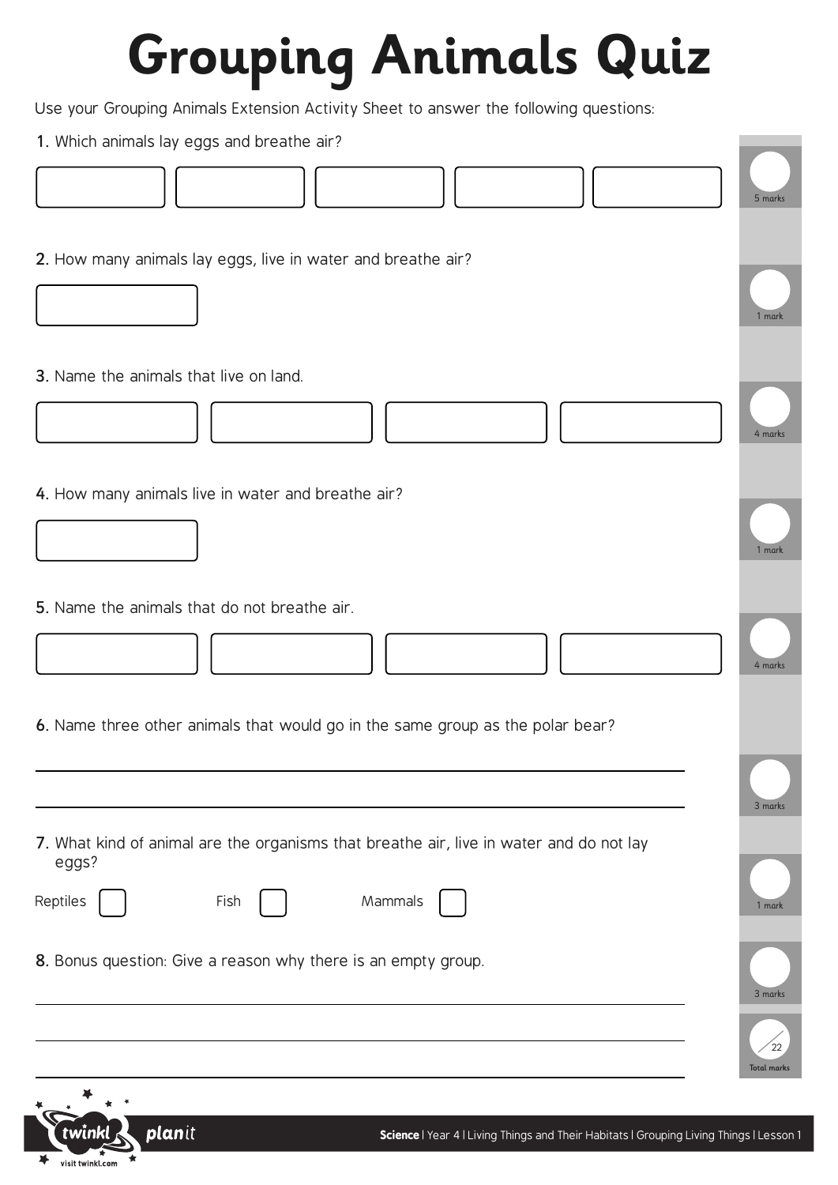# Grouping Animals Quiz

Use your Grouping Animals Extension Activity Sheet to answer the following questions:

1. Which animals lay eggs and breathe air?

5 marks

2. How many animals lay eggs, live in water and breathe air?

1 mark

3. Name the animals that live on land.

4 marks

4. How many animals live in water and breathe air?

1 mark

5. Name the animals that do not breathe air.

4 marks

6. Name three other animals that would go in the same group as the polar bear?

3 marks

7. What kind of animal are the organisms that breathe air, live in water and do not lay eggs?

Reptiles ☐ Fish ☐ Mammals ☐

1 mark

8. Bonus question: Give a reason why there is an empty group.

3 marks

/22 Total marks

Science | Year 4 | Living Things and Their Habitats | Grouping Living Things | Lesson 1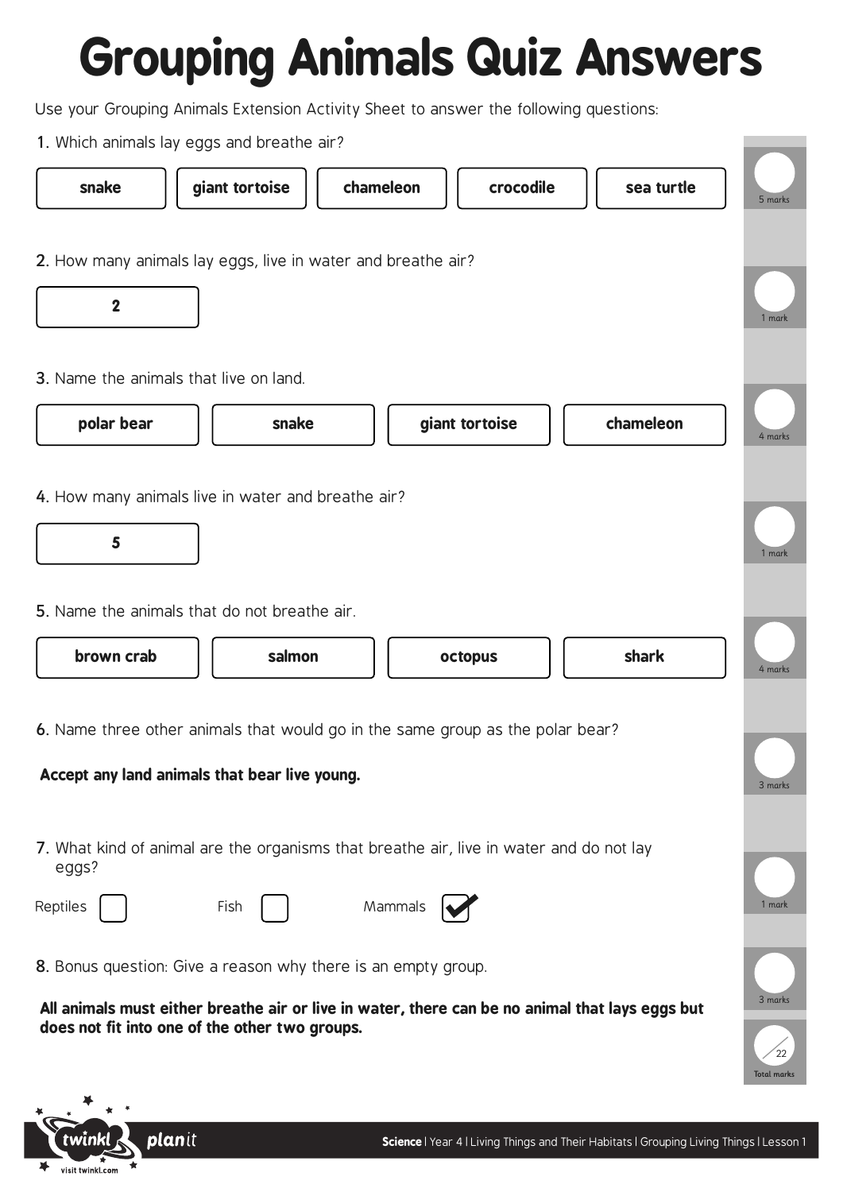# Grouping Animals Quiz Answers

Use your Grouping Animals Extension Activity Sheet to answer the following questions:

1. Which animals lay eggs and breathe air?

**snake** | **giant tortoise** | **chameleon** | **crocodile** | **sea turtle**

5 marks

2. How many animals lay eggs, live in water and breathe air?

**2**

1 mark

3. Name the animals that live on land.

**polar bear** | **snake** | **giant tortoise** | **chameleon**

4 marks

4. How many animals live in water and breathe air?

**5**

1 mark

5. Name the animals that do not breathe air.

**brown crab** | **salmon** | **octopus** | **shark**

4 marks

6. Name three other animals that would go in the same group as the polar bear?

**Accept any land animals that bear live young.**

3 marks

7. What kind of animal are the organisms that breathe air, live in water and do not lay eggs?

Reptiles ☐ Fish ☐ Mammals ☑

1 mark

8. Bonus question: Give a reason why there is an empty group.

**All animals must either breathe air or live in water, there can be no animal that lays eggs but does not fit into one of the other two groups.**

3 marks

/22 Total marks